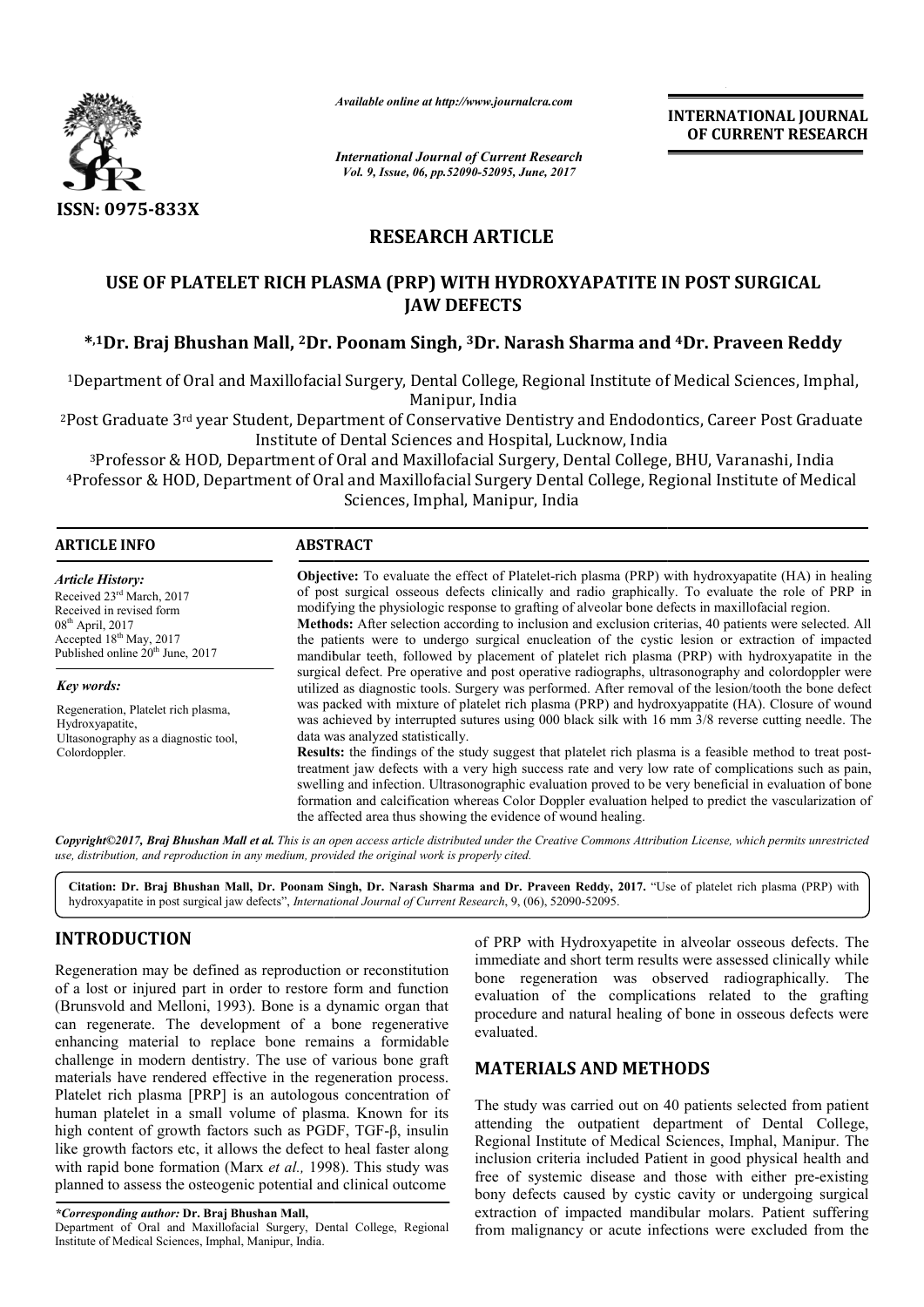RESEARCH ARTICLE

# USE OF PLATELET RICH PLASMA (PRP) WITH HYDROXYAPATITE IN POST SURGICAL JAW DEFECTS

**\*,[1]Dr. Braj Bhushan Mall, [2]Dr. Poonam Singh, [3]Dr. Narash Sharma and [4]Dr. Praveen Reddy**

[1]Department of Oral and Maxillofacial Surgery, Dental College, Regional Institute of Medical Sciences, Imphal, Manipur, India

[2]Post Graduate 3rd year Student, Department of Conservative Dentistry and Endodontics, Career Post Graduate Institute of Dental Sciences and Hospital, Lucknow, India

[3]Professor & HOD, Department of Oral and Maxillofacial Surgery, Dental College, BHU, Varanasi, India

[4]Professor & HOD, Department of Oral and Maxillofacial Surgery Dental College, Regional Institute of Medical Sciences, Imphal, Manipur, India

## ARTICLE INFO

*Article History:*

Received 23rd March, 2017
Received in revised form 08th April, 2017
Accepted 18th May, 2017
Published online 20th June, 2017

*Key words:*

Regeneration, Platelet rich plasma, Hydroxyapatite, Ultasonography as a diagnostic tool, Colordoppler.

## ABSTRACT

**Objective:** To evaluate the effect of Platelet-rich plasma (PRP) with hydroxyapatite (HA) in healing of post surgical osseous defects clinically and radio graphically. To evaluate the role of PRP in modifying the physiologic response to grafting of alveolar bone defects in maxillofacial region.

**Methods:** After selection according to inclusion and exclusion criterias, 40 patients were selected. All the patients were to undergo surgical enucleation of the cystic lesion or extraction of impacted mandibular teeth, followed by placement of platelet rich plasma (PRP) with hydroxyapatite in the surgical defect. Pre operative and post operative radiographs, ultrasonography and colordoppler were utilized as diagnostic tools. Surgery was performed. After removal of the lesion/tooth the bone defect was packed with mixture of platelet rich plasma (PRP) and hydroxyappatite (HA). Closure of wound was achieved by interrupted sutures using 000 black silk with 16 mm 3/8 reverse cutting needle. The data was analyzed statistically.

**Results:** the findings of the study suggest that platelet rich plasma is a feasible method to treat post-treatment jaw defects with a very high success rate and very low rate of complications such as pain, swelling and infection. Ultrasonographic evaluation proved to be very beneficial in evaluation of bone formation and calcification whereas Color Doppler evaluation helped to predict the vascularization of the affected area thus showing the evidence of wound healing.

*Copyright©2017, Braj Bhushan Mall et al. This is an open access article distributed under the Creative Commons Attribution License, which permits unrestricted use, distribution, and reproduction in any medium, provided the original work is properly cited.*

**Citation: Dr. Braj Bhushan Mall, Dr. Poonam Singh, Dr. Narash Sharma and Dr. Praveen Reddy, 2017.** "Use of platelet rich plasma (PRP) with hydroxyapatite in post surgical jaw defects", *International Journal of Current Research*, 9, (06), 52090-52095.

## INTRODUCTION

Regeneration may be defined as reproduction or reconstitution of a lost or injured part in order to restore form and function (Brunsvold and Melloni, 1993). Bone is a dynamic organ that can regenerate. The development of a bone regenerative enhancing material to replace bone remains a formidable challenge in modern dentistry. The use of various bone graft materials have rendered effective in the regeneration process. Platelet rich plasma [PRP] is an autologous concentration of human platelet in a small volume of plasma. Known for its high content of growth factors such as PGDF, TGF-β, insulin like growth factors etc, it allows the defect to heal faster along with rapid bone formation (Marx *et al.,* 1998). This study was planned to assess the osteogenic potential and clinical outcome of PRP with Hydroxyapetite in alveolar osseous defects. The immediate and short term results were assessed clinically while bone regeneration was observed radiographically. The evaluation of the complications related to the grafting procedure and natural healing of bone in osseous defects were evaluated.

## MATERIALS AND METHODS

The study was carried out on 40 patients selected from patient attending the outpatient department of Dental College, Regional Institute of Medical Sciences, Imphal, Manipur. The inclusion criteria included Patient in good physical health and free of systemic disease and those with either pre-existing bony defects caused by cystic cavity or undergoing surgical extraction of impacted mandibular molars. Patient suffering from malignancy or acute infections were excluded from the

*\*Corresponding author:* **Dr. Braj Bhushan Mall,**
Department of Oral and Maxillofacial Surgery, Dental College, Regional Institute of Medical Sciences, Imphal, Manipur, India.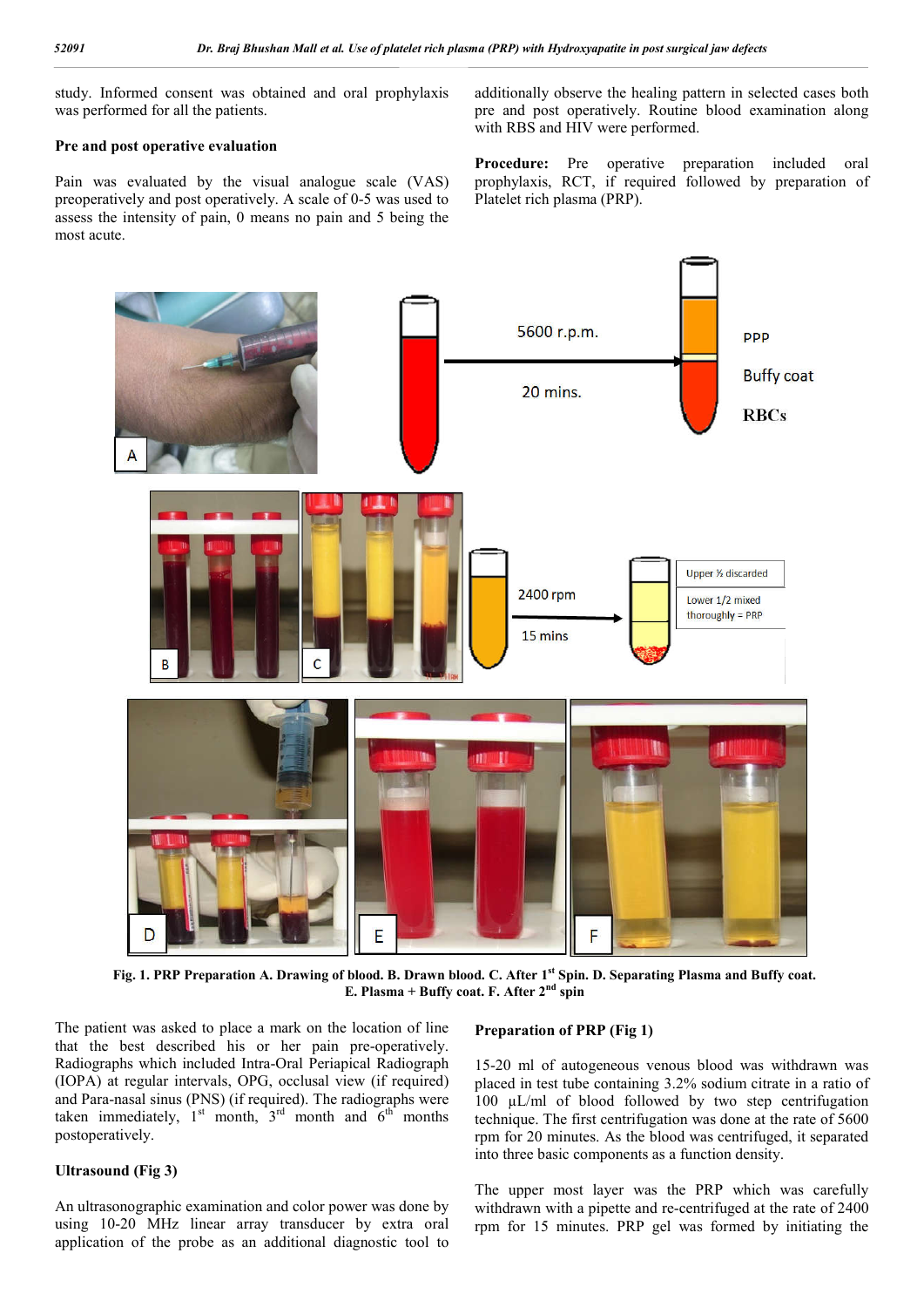study. Informed consent was obtained and oral prophylaxis was performed for all the patients.

### Pre and post operative evaluation

Pain was evaluated by the visual analogue scale (VAS) preoperatively and post operatively. A scale of 0-5 was used to assess the intensity of pain, 0 means no pain and 5 being the most acute.

additionally observe the healing pattern in selected cases both pre and post operatively. Routine blood examination along with RBS and HIV were performed.

**Procedure:** Pre operative preparation included oral prophylaxis, RCT, if required followed by preparation of Platelet rich plasma (PRP).

**Fig. 1. PRP Preparation A. Drawing of blood. B. Drawn blood. C. After 1st Spin. D. Separating Plasma and Buffy coat. E. Plasma + Buffy coat. F. After 2nd spin**

The patient was asked to place a mark on the location of line that the best described his or her pain pre-operatively. Radiographs which included Intra-Oral Periapical Radiograph (IOPA) at regular intervals, OPG, occlusal view (if required) and Para-nasal sinus (PNS) (if required). The radiographs were taken immediately, 1st month, 3rd month and 6th months postoperatively.

### Ultrasound (Fig 3)

An ultrasonographic examination and color power was done by using 10-20 MHz linear array transducer by extra oral application of the probe as an additional diagnostic tool to

### Preparation of PRP (Fig 1)

15-20 ml of autogeneous venous blood was withdrawn was placed in test tube containing 3.2% sodium citrate in a ratio of 100 µL/ml of blood followed by two step centrifugation technique. The first centrifugation was done at the rate of 5600 rpm for 20 minutes. As the blood was centrifuged, it separated into three basic components as a function density.

The upper most layer was the PRP which was carefully withdrawn with a pipette and re-centrifuged at the rate of 2400 rpm for 15 minutes. PRP gel was formed by initiating the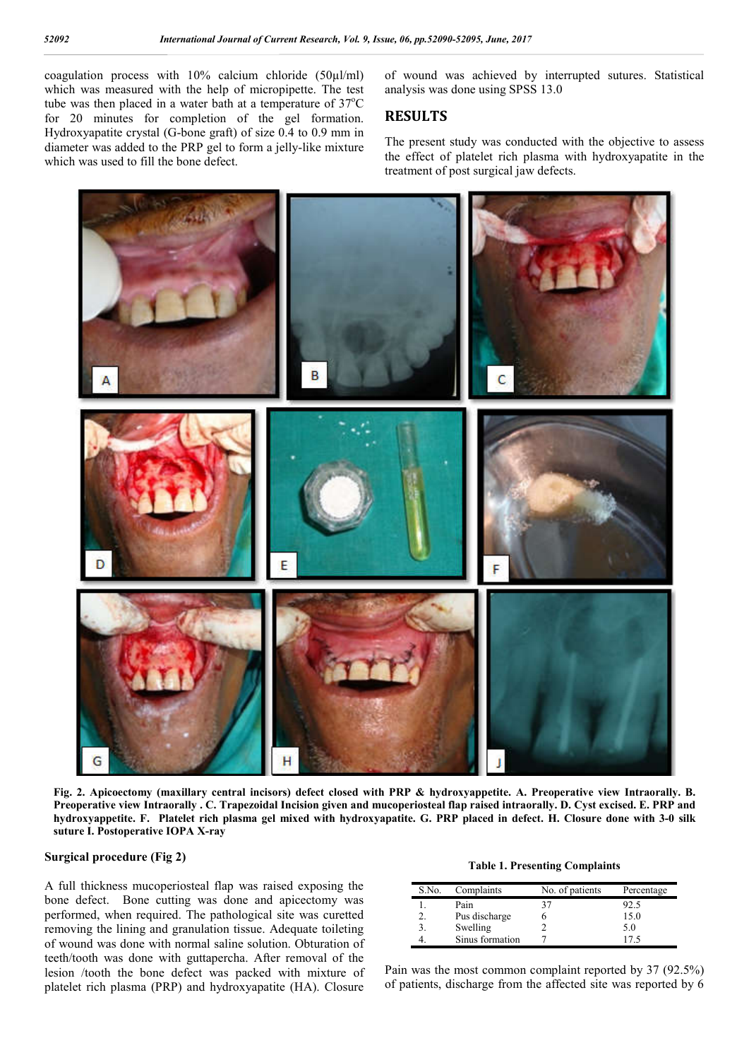coagulation process with 10% calcium chloride (50μl/ml) which was measured with the help of micropipette. The test tube was then placed in a water bath at a temperature of 37°C for 20 minutes for completion of the gel formation. Hydroxyapatite crystal (G-bone graft) of size 0.4 to 0.9 mm in diameter was added to the PRP gel to form a jelly-like mixture which was used to fill the bone defect.

of wound was achieved by interrupted sutures. Statistical analysis was done using SPSS 13.0

## RESULTS

The present study was conducted with the objective to assess the effect of platelet rich plasma with hydroxyapatite in the treatment of post surgical jaw defects.

**Fig. 2. Apicoectomy (maxillary central incisors) defect closed with PRP & hydroxyappetite. A. Preoperative view Intraorally. B. Preoperative view Intraorally . C. Trapezoidal Incision given and mucoperiosteal flap raised intraorally. D. Cyst excised. E. PRP and hydroxyappetite. F. Platelet rich plasma gel mixed with hydroxyapatite. G. PRP placed in defect. H. Closure done with 3-0 silk suture I. Postoperative IOPA X-ray**

### Surgical procedure (Fig 2)

A full thickness mucoperiosteal flap was raised exposing the bone defect. Bone cutting was done and apicectomy was performed, when required. The pathological site was curetted removing the lining and granulation tissue. Adequate toileting of wound was done with normal saline solution. Obturation of teeth/tooth was done with guttapercha. After removal of the lesion /tooth the bone defect was packed with mixture of platelet rich plasma (PRP) and hydroxyapatite (HA). Closure

**Table 1. Presenting Complaints**

| S.No. | Complaints | No. of patients | Percentage |
|---|---|---|---|
| 1. | Pain | 37 | 92.5 |
| 2. | Pus discharge | 6 | 15.0 |
| 3. | Swelling | 2 | 5.0 |
| 4. | Sinus formation | 7 | 17.5 |

Pain was the most common complaint reported by 37 (92.5%) of patients, discharge from the affected site was reported by 6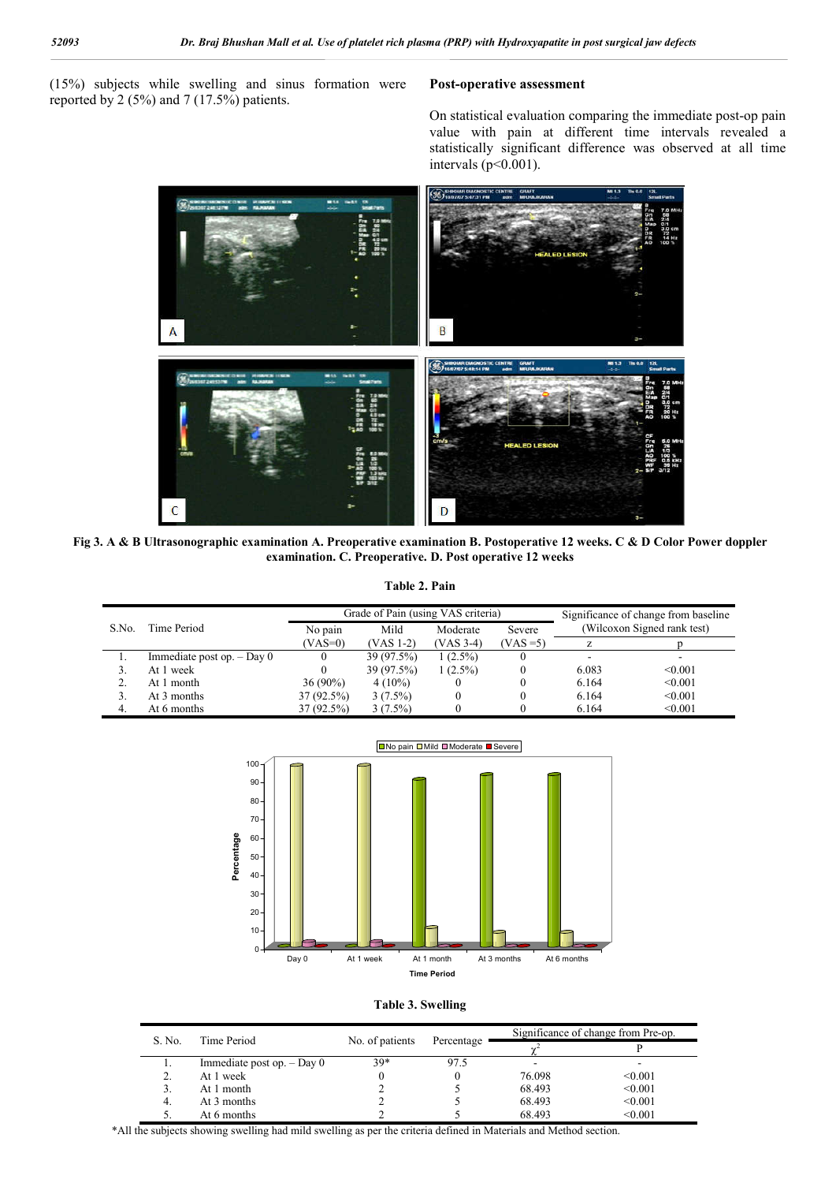(15%) subjects while swelling and sinus formation were reported by 2 (5%) and 7 (17.5%) patients.

**Post-operative assessment**

On statistical evaluation comparing the immediate post-op pain value with pain at different time intervals revealed a statistically significant difference was observed at all time intervals ($p<0.001$).

**Fig 3. A & B Ultrasonographic examination A. Preoperative examination B. Postoperative 12 weeks. C & D Color Power doppler examination. C. Preoperative. D. Post operative 12 weeks**

**Table 2. Pain**

| S.No. | Time Period | Grade of Pain (using VAS criteria) | | | | Significance of change from baseline (Wilcoxon Signed rank test) | |
|---|---|---|---|---|---|---|---|
| | | No pain (VAS=0) | Mild (VAS 1-2) | Moderate (VAS 3-4) | Severe (VAS =5) | z | p |
| 1. | Immediate post op. – Day 0 | 0 | 39 (97.5%) | 1 (2.5%) | 0 | - | - |
| 3. | At 1 week | 0 | 39 (97.5%) | 1 (2.5%) | 0 | 6.083 | <0.001 |
| 2. | At 1 month | 36 (90%) | 4 (10%) | 0 | 0 | 6.164 | <0.001 |
| 3. | At 3 months | 37 (92.5%) | 3 (7.5%) | 0 | 0 | 6.164 | <0.001 |
| 4. | At 6 months | 37 (92.5%) | 3 (7.5%) | 0 | 0 | 6.164 | <0.001 |

**Table 3. Swelling**

| S. No. | Time Period | No. of patients | Percentage | Significance of change from Pre-op. | |
|---|---|---|---|---|---|
| | | | | $\chi^2$ | P |
| 1. | Immediate post op. – Day 0 | 39* | 97.5 | - | - |
| 2. | At 1 week | 0 | 0 | 76.098 | <0.001 |
| 3. | At 1 month | 2 | 5 | 68.493 | <0.001 |
| 4. | At 3 months | 2 | 5 | 68.493 | <0.001 |
| 5. | At 6 months | 2 | 5 | 68.493 | <0.001 |

*All the subjects showing swelling had mild swelling as per the criteria defined in Materials and Method section.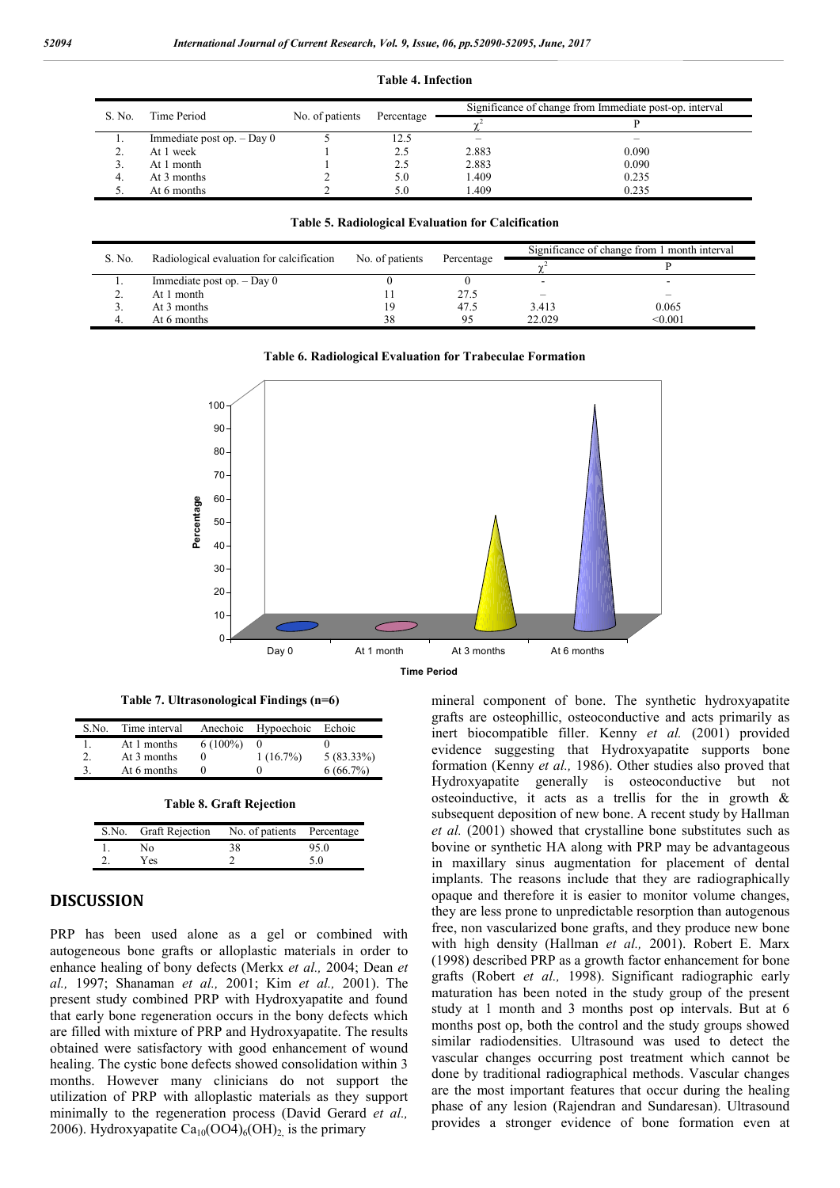**Table 4. Infection**

| S. No. | Time Period | No. of patients | Percentage | Significance of change from Immediate post-op. interval | |
|---|---|---|---|---|---|
| | | | | $\chi^2$ | P |
| 1. | Immediate post op. – Day 0 | 5 | 12.5 | – | – |
| 2. | At 1 week | 1 | 2.5 | 2.883 | 0.090 |
| 3. | At 1 month | 1 | 2.5 | 2.883 | 0.090 |
| 4. | At 3 months | 2 | 5.0 | 1.409 | 0.235 |
| 5. | At 6 months | 2 | 5.0 | 1.409 | 0.235 |

**Table 5. Radiological Evaluation for Calcification**

| S. No. | Radiological evaluation for calcification | No. of patients | Percentage | Significance of change from 1 month interval | |
|---|---|---|---|---|---|
| | | | | $\chi^2$ | P |
| 1. | Immediate post op. – Day 0 | 0 | 0 | - | - |
| 2. | At 1 month | 11 | 27.5 | – | – |
| 3. | At 3 months | 19 | 47.5 | 3.413 | 0.065 |
| 4. | At 6 months | 38 | 95 | 22.029 | <0.001 |

**Table 6. Radiological Evaluation for Trabeculae Formation**

**Table 7. Ultrasonological Findings (n=6)**

| S.No. | Time interval | Anechoic | Hypoechoic | Echoic |
|---|---|---|---|---|
| 1. | At 1 months | 6 (100%) | 0 | 0 |
| 2. | At 3 months | 0 | 1 (16.7%) | 5 (83.33%) |
| 3. | At 6 months | 0 | 0 | 6 (66.7%) |

**Table 8. Graft Rejection**

| S.No. | Graft Rejection | No. of patients | Percentage |
|---|---|---|---|
| 1. | No | 38 | 95.0 |
| 2. | Yes | 2 | 5.0 |

## DISCUSSION

PRP has been used alone as a gel or combined with autogeneous bone grafts or alloplastic materials in order to enhance healing of bony defects (Merkx *et al.,* 2004; Dean *et al.,* 1997; Shanaman *et al.,* 2001; Kim *et al.,* 2001). The present study combined PRP with Hydroxyapatite and found that early bone regeneration occurs in the bony defects which are filled with mixture of PRP and Hydroxyapatite. The results obtained were satisfactory with good enhancement of wound healing. The cystic bone defects showed consolidation within 3 months. However many clinicians do not support the utilization of PRP with alloplastic materials as they support minimally to the regeneration process (David Gerard *et al.,* 2006). Hydroxyapatite $Ca_{10}(OO4)_6(OH)_2$ is the primary mineral component of bone. The synthetic hydroxyapatite grafts are osteophillic, osteoconductive and acts primarily as inert biocompatible filler. Kenny *et al.* (2001) provided evidence suggesting that Hydroxyapatite supports bone formation (Kenny *et al.,* 1986). Other studies also proved that Hydroxyapatite generally is osteoconductive but not osteoinductive, it acts as a trellis for the in growth & subsequent deposition of new bone. A recent study by Hallman *et al.* (2001) showed that crystalline bone substitutes such as bovine or synthetic HA along with PRP may be advantageous in maxillary sinus augmentation for placement of dental implants. The reasons include that they are radiographically opaque and therefore it is easier to monitor volume changes, they are less prone to unpredictable resorption than autogenous free, non vascularized bone grafts, and they produce new bone with high density (Hallman *et al.,* 2001). Robert E. Marx (1998) described PRP as a growth factor enhancement for bone grafts (Robert *et al.,* 1998). Significant radiographic early maturation has been noted in the study group of the present study at 1 month and 3 months post op intervals. But at 6 months post op, both the control and the study groups showed similar radiodensities. Ultrasound was used to detect the vascular changes occurring post treatment which cannot be done by traditional radiographical methods. Vascular changes are the most important features that occur during the healing phase of any lesion (Rajendran and Sundaresan). Ultrasound provides a stronger evidence of bone formation even at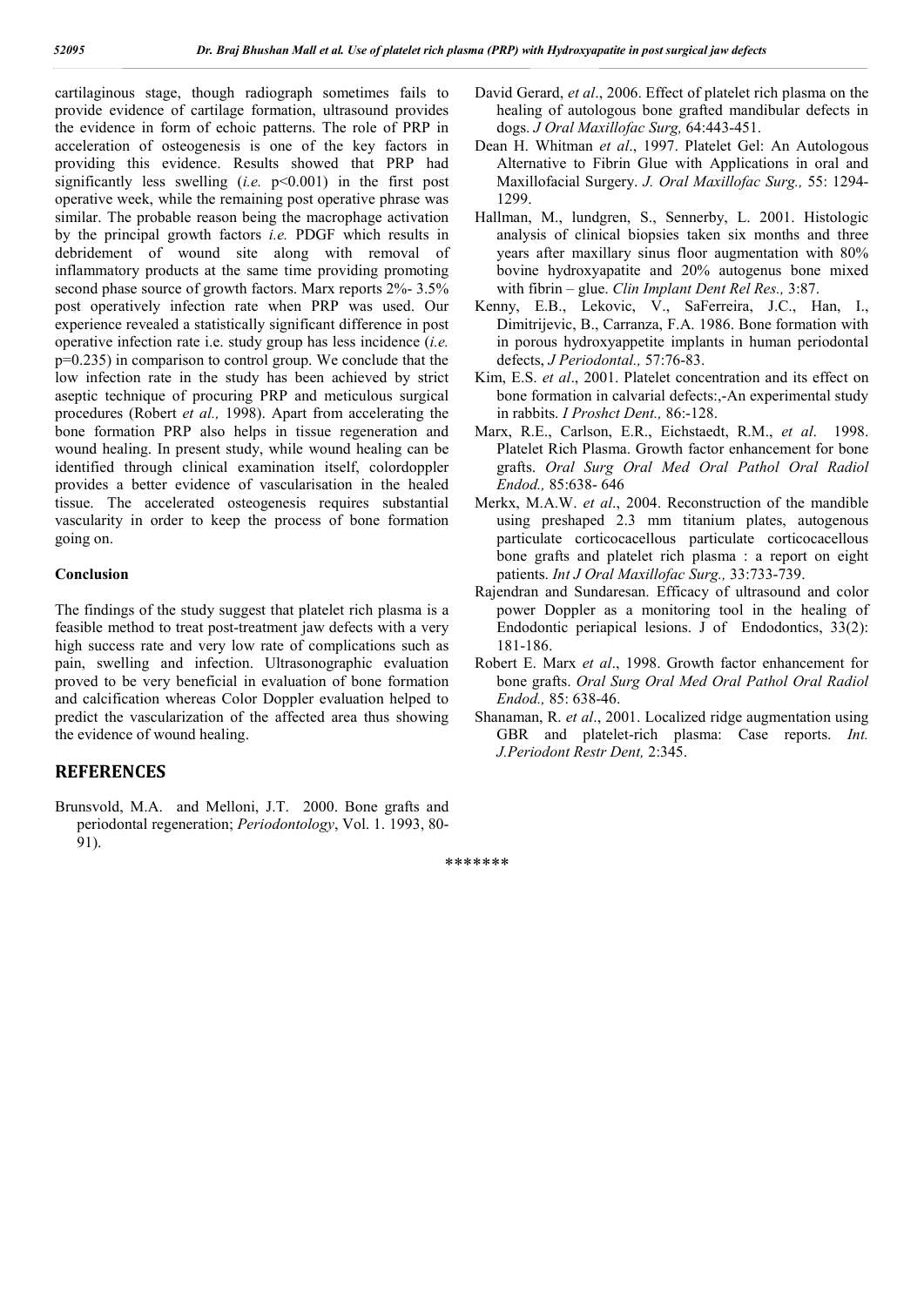cartilaginous stage, though radiograph sometimes fails to provide evidence of cartilage formation, ultrasound provides the evidence in form of echoic patterns. The role of PRP in acceleration of osteogenesis is one of the key factors in providing this evidence. Results showed that PRP had significantly less swelling (*i.e.* $p<0.001$) in the first post operative week, while the remaining post operative phrase was similar. The probable reason being the macrophage activation by the principal growth factors *i.e.* PDGF which results in debridement of wound site along with removal of inflammatory products at the same time providing promoting second phase source of growth factors. Marx reports 2%- 3.5% post operatively infection rate when PRP was used. Our experience revealed a statistically significant difference in post operative infection rate i.e. study group has less incidence (*i.e.* $p=0.235$) in comparison to control group. We conclude that the low infection rate in the study has been achieved by strict aseptic technique of procuring PRP and meticulous surgical procedures (Robert *et al.,* 1998). Apart from accelerating the bone formation PRP also helps in tissue regeneration and wound healing. In present study, while wound healing can be identified through clinical examination itself, colordoppler provides a better evidence of vascularisation in the healed tissue. The accelerated osteogenesis requires substantial vascularity in order to keep the process of bone formation going on.

### Conclusion

The findings of the study suggest that platelet rich plasma is a feasible method to treat post-treatment jaw defects with a very high success rate and very low rate of complications such as pain, swelling and infection. Ultrasonographic evaluation proved to be very beneficial in evaluation of bone formation and calcification whereas Color Doppler evaluation helped to predict the vascularization of the affected area thus showing the evidence of wound healing.

## REFERENCES

Brunsvold, M.A. and Melloni, J.T. 2000. Bone grafts and periodontal regeneration; *Periodontology*, Vol. 1. 1993, 80-91).

David Gerard, *et al*., 2006. Effect of platelet rich plasma on the healing of autologous bone grafted mandibular defects in dogs. *J Oral Maxillofac Surg,* 64:443-451.

Dean H. Whitman *et al*., 1997. Platelet Gel: An Autologous Alternative to Fibrin Glue with Applications in oral and Maxillofacial Surgery. *J. Oral Maxillofac Surg.,* 55: 1294-1299.

Hallman, M., lundgren, S., Sennerby, L. 2001. Histologic analysis of clinical biopsies taken six months and three years after maxillary sinus floor augmentation with 80% bovine hydroxyapatite and 20% autogenus bone mixed with fibrin – glue. *Clin Implant Dent Rel Res.,* 3:87.

Kenny, E.B., Lekovic, V., SaFerreira, J.C., Han, I., Dimitrijevic, B., Carranza, F.A. 1986. Bone formation with in porous hydroxyappetite implants in human periodontal defects, *J Periodontal.,* 57:76-83.

Kim, E.S. *et al*., 2001. Platelet concentration and its effect on bone formation in calvarial defects:,-An experimental study in rabbits. *I Proshct Dent.,* 86:-128.

Marx, R.E., Carlson, E.R., Eichstaedt, R.M., *et al*. 1998. Platelet Rich Plasma. Growth factor enhancement for bone grafts. *Oral Surg Oral Med Oral Pathol Oral Radiol Endod.,* 85:638- 646

Merkx, M.A.W. *et al*., 2004. Reconstruction of the mandible using preshaped 2.3 mm titanium plates, autogenous particulate corticocacellous particulate corticocacellous bone grafts and platelet rich plasma : a report on eight patients. *Int J Oral Maxillofac Surg.,* 33:733-739.

Rajendran and Sundaresan. Efficacy of ultrasound and color power Doppler as a monitoring tool in the healing of Endodontic periapical lesions. J of Endodontics, 33(2): 181-186.

Robert E. Marx *et al*., 1998. Growth factor enhancement for bone grafts. *Oral Surg Oral Med Oral Pathol Oral Radiol Endod.,* 85: 638-46.

Shanaman, R. *et al*., 2001. Localized ridge augmentation using GBR and platelet-rich plasma: Case reports. *Int. J.Periodont Restr Dent,* 2:345.

*******